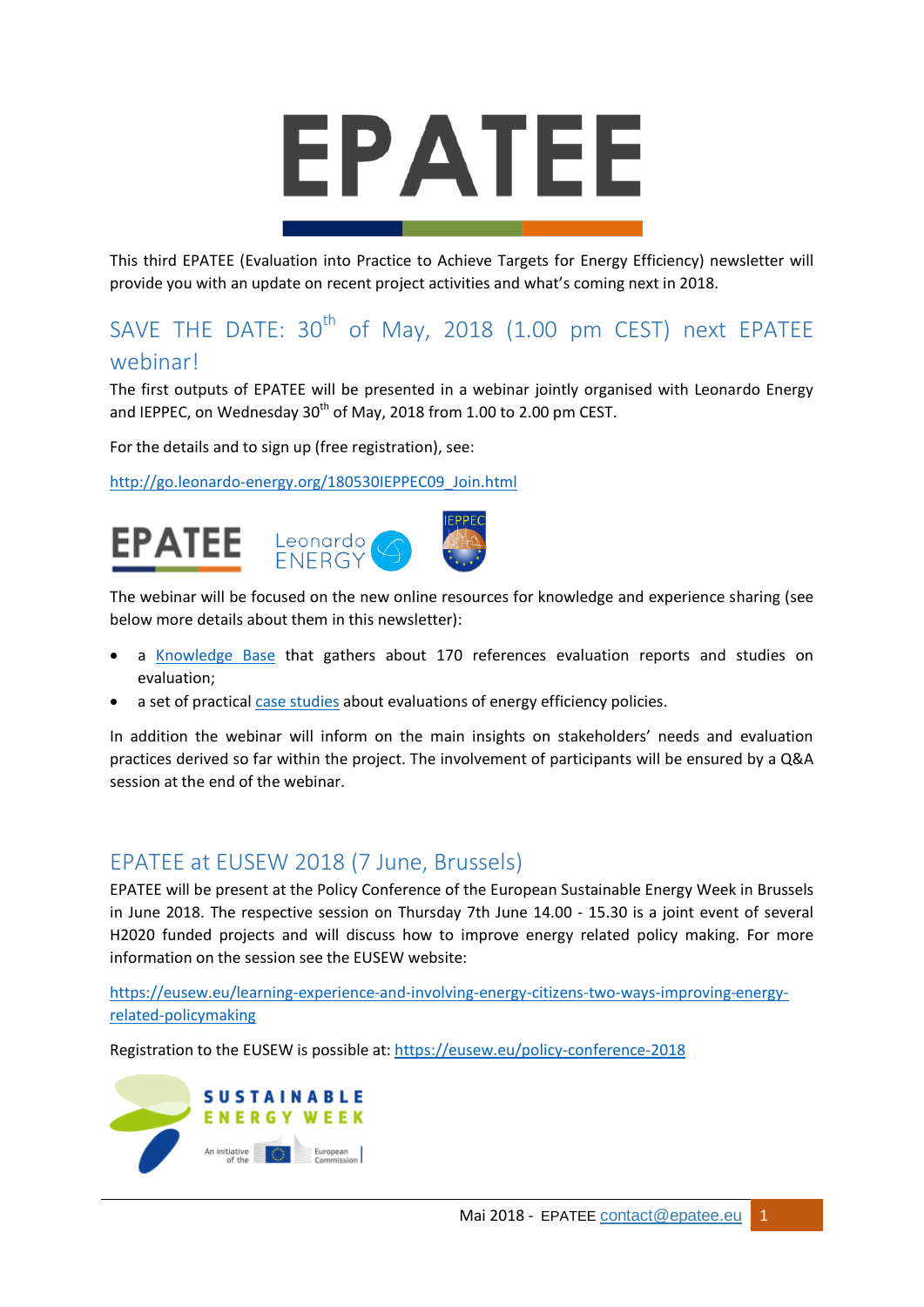# EPATEE

This third EPATEE (Evaluation into Practice to Achieve Targets for Energy Efficiency) newsletter will provide you with an update on recent project activities and what's coming next in 2018.

## SAVE THE DATE: 30th of May, 2018 (1.00 pm CEST) next EPATEE webinar!

The first outputs of EPATEE will be presented in a webinar jointly organised with Leonardo Energy and IEPPEC, on Wednesday 30th of May, 2018 from 1.00 to 2.00 pm CEST.

For the details and to sign up (free registration), see:

http://go.leonardo-energy.org/180530IEPPEC09_Join.html

The webinar will be focused on the new online resources for knowledge and experience sharing (see below more details about them in this newsletter):

- a Knowledge Base that gathers about 170 references evaluation reports and studies on evaluation;
- a set of practical case studies about evaluations of energy efficiency policies.

In addition the webinar will inform on the main insights on stakeholders' needs and evaluation practices derived so far within the project. The involvement of participants will be ensured by a Q&A session at the end of the webinar.

## EPATEE at EUSEW 2018 (7 June, Brussels)

EPATEE will be present at the Policy Conference of the European Sustainable Energy Week in Brussels in June 2018. The respective session on Thursday 7th June 14.00 - 15.30 is a joint event of several H2020 funded projects and will discuss how to improve energy related policy making. For more information on the session see the EUSEW website:

https://eusew.eu/learning-experience-and-involving-energy-citizens-two-ways-improving-energy-related-policymaking

Registration to the EUSEW is possible at: https://eusew.eu/policy-conference-2018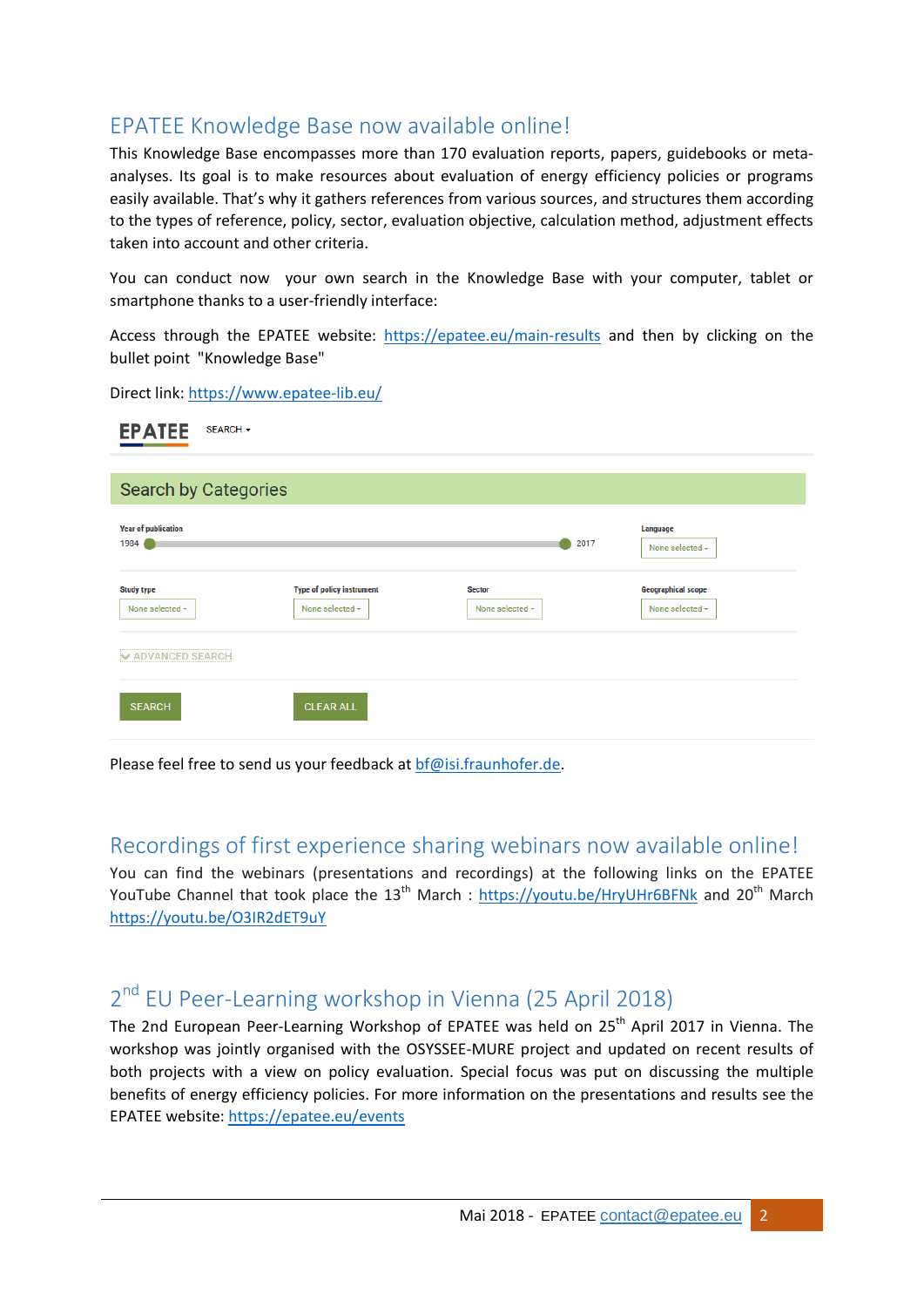## EPATEE Knowledge Base now available online!

This Knowledge Base encompasses more than 170 evaluation reports, papers, guidebooks or meta-analyses. Its goal is to make resources about evaluation of energy efficiency policies or programs easily available. That's why it gathers references from various sources, and structures them according to the types of reference, policy, sector, evaluation objective, calculation method, adjustment effects taken into account and other criteria.

You can conduct now your own search in the Knowledge Base with your computer, tablet or smartphone thanks to a user-friendly interface:

Access through the EPATEE website: https://epatee.eu/main-results and then by clicking on the bullet point "Knowledge Base"

Direct link: https://www.epatee-lib.eu/

Please feel free to send us your feedback at bf@isi.fraunhofer.de.

## Recordings of first experience sharing webinars now available online!

You can find the webinars (presentations and recordings) at the following links on the EPATEE YouTube Channel that took place the 13th March : https://youtu.be/HryUHr6BFNk and 20th March https://youtu.be/O3IR2dET9uY

## 2nd EU Peer-Learning workshop in Vienna (25 April 2018)

The 2nd European Peer-Learning Workshop of EPATEE was held on 25th April 2017 in Vienna. The workshop was jointly organised with the OSYSSEE-MURE project and updated on recent results of both projects with a view on policy evaluation. Special focus was put on discussing the multiple benefits of energy efficiency policies. For more information on the presentations and results see the EPATEE website: https://epatee.eu/events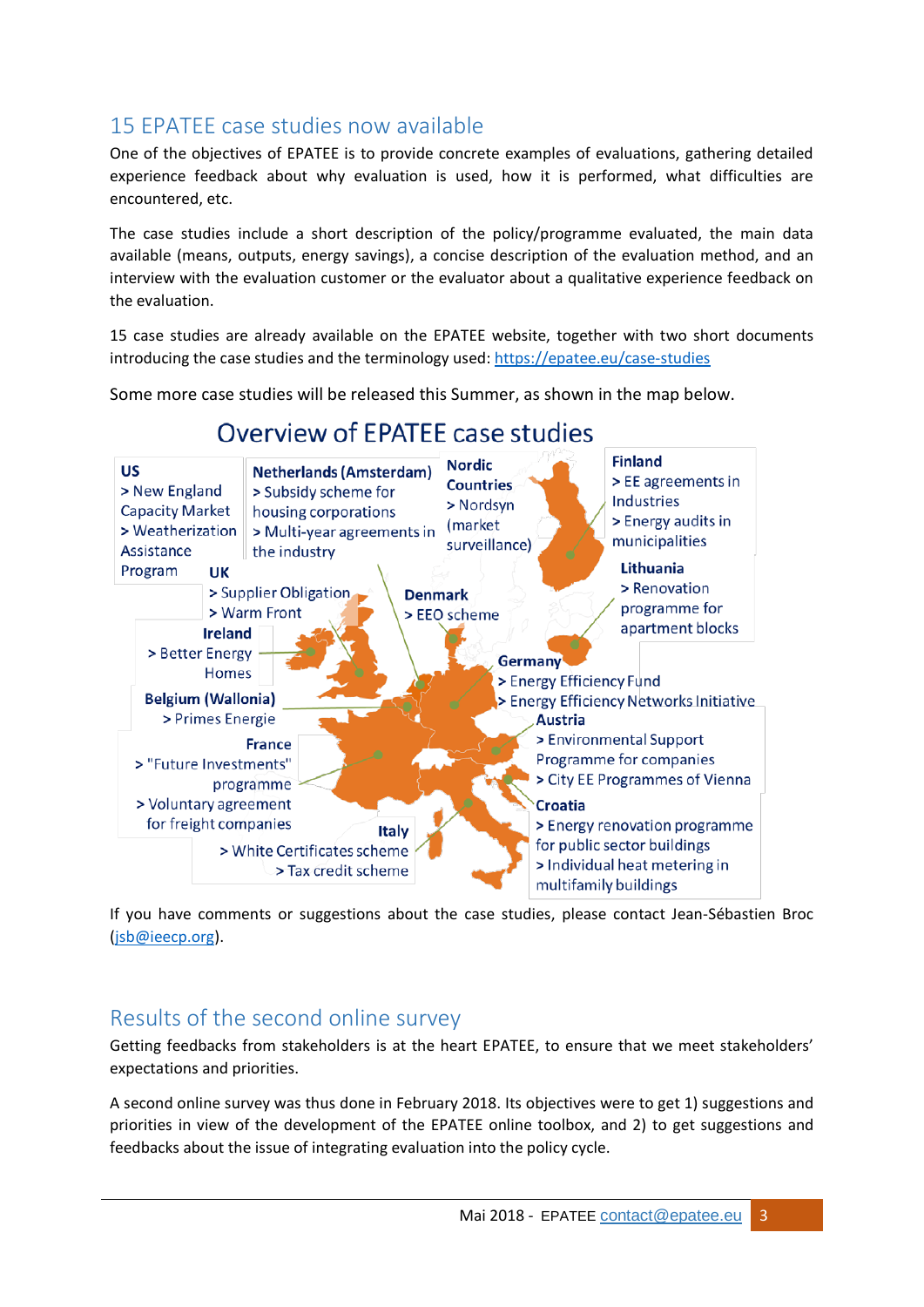## 15 EPATEE case studies now available

One of the objectives of EPATEE is to provide concrete examples of evaluations, gathering detailed experience feedback about why evaluation is used, how it is performed, what difficulties are encountered, etc.

The case studies include a short description of the policy/programme evaluated, the main data available (means, outputs, energy savings), a concise description of the evaluation method, and an interview with the evaluation customer or the evaluator about a qualitative experience feedback on the evaluation.

15 case studies are already available on the EPATEE website, together with two short documents introducing the case studies and the terminology used: https://epatee.eu/case-studies

Some more case studies will be released this Summer, as shown in the map below.

**Overview of EPATEE case studies**

**US**
> New England Capacity Market
> Weatherization Assistance Program

**Netherlands (Amsterdam)**
> Subsidy scheme for housing corporations
> Multi-year agreements in the industry

**Nordic Countries**
> Nordsyn (market surveillance)

**Finland**
> EE agreements in Industries
> Energy audits in municipalities

**UK**
> Supplier Obligation
> Warm Front

**Denmark**
> EEO scheme

**Lithuania**
> Renovation programme for apartment blocks

**Ireland**
> Better Energy Homes

**Germany**
> Energy Efficiency Fund
> Energy Efficiency Networks Initiative

**Belgium (Wallonia)**
> Primes Energie

**Austria**
> Environmental Support Programme for companies
> City EE Programmes of Vienna

**France**
> "Future Investments" programme
> Voluntary agreement for freight companies

**Croatia**
> Energy renovation programme for public sector buildings
> Individual heat metering in multifamily buildings

**Italy**
> White Certificates scheme
> Tax credit scheme

If you have comments or suggestions about the case studies, please contact Jean-Sébastien Broc (jsb@ieecp.org).

## Results of the second online survey

Getting feedbacks from stakeholders is at the heart EPATEE, to ensure that we meet stakeholders' expectations and priorities.

A second online survey was thus done in February 2018. Its objectives were to get 1) suggestions and priorities in view of the development of the EPATEE online toolbox, and 2) to get suggestions and feedbacks about the issue of integrating evaluation into the policy cycle.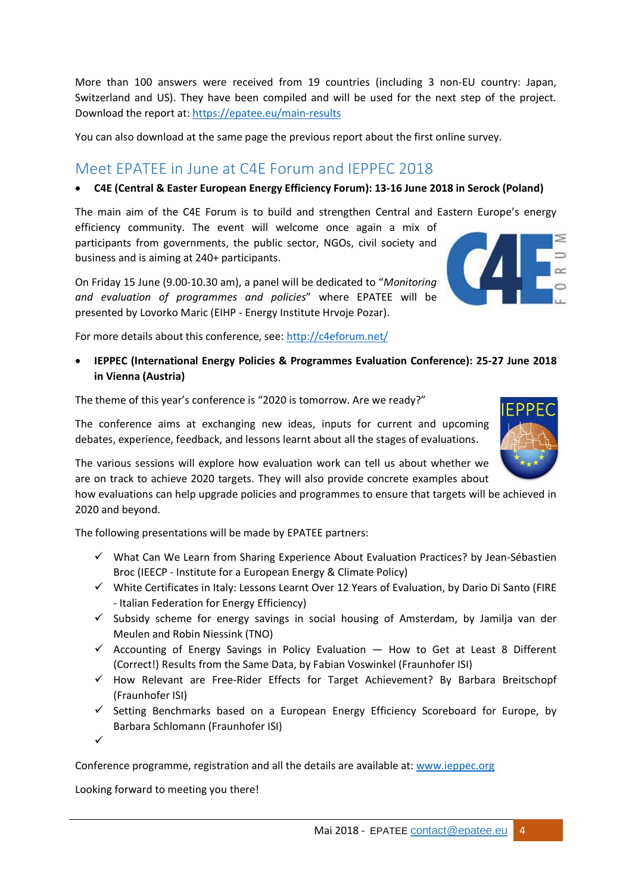More than 100 answers were received from 19 countries (including 3 non-EU country: Japan, Switzerland and US). They have been compiled and will be used for the next step of the project. Download the report at: https://epatee.eu/main-results

You can also download at the same page the previous report about the first online survey.

## Meet EPATEE in June at C4E Forum and IEPPEC 2018

- **C4E (Central & Easter European Energy Efficiency Forum): 13-16 June 2018 in Serock (Poland)**

The main aim of the C4E Forum is to build and strengthen Central and Eastern Europe's energy efficiency community. The event will welcome once again a mix of participants from governments, the public sector, NGOs, civil society and business and is aiming at 240+ participants.

On Friday 15 June (9.00-10.30 am), a panel will be dedicated to "*Monitoring and evaluation of programmes and policies*" where EPATEE will be presented by Lovorko Maric (EIHP - Energy Institute Hrvoje Pozar).

For more details about this conference, see: http://c4eforum.net/

- **IEPPEC (International Energy Policies & Programmes Evaluation Conference): 25-27 June 2018 in Vienna (Austria)**

The theme of this year's conference is "2020 is tomorrow. Are we ready?"

The conference aims at exchanging new ideas, inputs for current and upcoming debates, experience, feedback, and lessons learnt about all the stages of evaluations.

The various sessions will explore how evaluation work can tell us about whether we are on track to achieve 2020 targets. They will also provide concrete examples about how evaluations can help upgrade policies and programmes to ensure that targets will be achieved in 2020 and beyond.

The following presentations will be made by EPATEE partners:

- ✓ What Can We Learn from Sharing Experience About Evaluation Practices? by Jean-Sébastien Broc (IEECP - Institute for a European Energy & Climate Policy)
- ✓ White Certificates in Italy: Lessons Learnt Over 12 Years of Evaluation, by Dario Di Santo (FIRE - Italian Federation for Energy Efficiency)
- ✓ Subsidy scheme for energy savings in social housing of Amsterdam, by Jamilja van der Meulen and Robin Niessink (TNO)
- ✓ Accounting of Energy Savings in Policy Evaluation — How to Get at Least 8 Different (Correct!) Results from the Same Data, by Fabian Voswinkel (Fraunhofer ISI)
- ✓ How Relevant are Free-Rider Effects for Target Achievement? By Barbara Breitschopf (Fraunhofer ISI)
- ✓ Setting Benchmarks based on a European Energy Efficiency Scoreboard for Europe, by Barbara Schlomann (Fraunhofer ISI)
- ✓

Conference programme, registration and all the details are available at: www.ieppec.org

Looking forward to meeting you there!